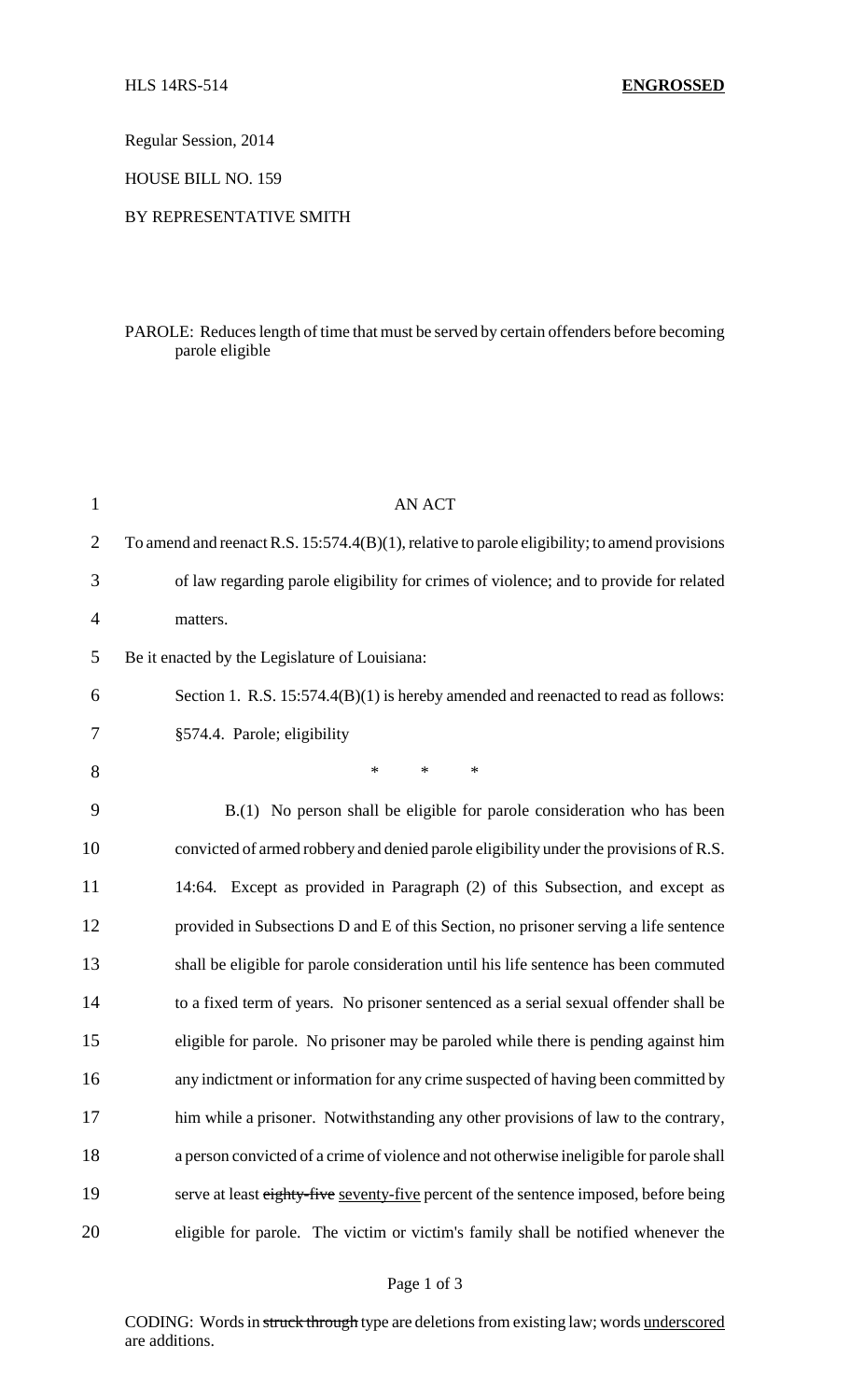HLS 14RS-514 **ENGROSSED**

Regular Session, 2014

HOUSE BILL NO. 159

BY REPRESENTATIVE SMITH

PAROLE: Reduces length of time that must be served by certain offenders before becoming parole eligible

AN ACT

To amend and reenact R.S. 15:574.4(B)(1), relative to parole eligibility; to amend provisions of law regarding parole eligibility for crimes of violence; and to provide for related matters.

Be it enacted by the Legislature of Louisiana:

Section 1. R.S. 15:574.4(B)(1) is hereby amended and reenacted to read as follows:

§574.4. Parole; eligibility

\* \* \*

B.(1) No person shall be eligible for parole consideration who has been convicted of armed robbery and denied parole eligibility under the provisions of R.S. 14:64. Except as provided in Paragraph (2) of this Subsection, and except as provided in Subsections D and E of this Section, no prisoner serving a life sentence shall be eligible for parole consideration until his life sentence has been commuted to a fixed term of years. No prisoner sentenced as a serial sexual offender shall be eligible for parole. No prisoner may be paroled while there is pending against him any indictment or information for any crime suspected of having been committed by him while a prisoner. Notwithstanding any other provisions of law to the contrary, a person convicted of a crime of violence and not otherwise ineligible for parole shall serve at least ~~eighty-five~~ <u>seventy-five</u> percent of the sentence imposed, before being eligible for parole. The victim or victim's family shall be notified whenever the

CODING: Words in ~~struck through~~ type are deletions from existing law; words <u>underscored</u> are additions.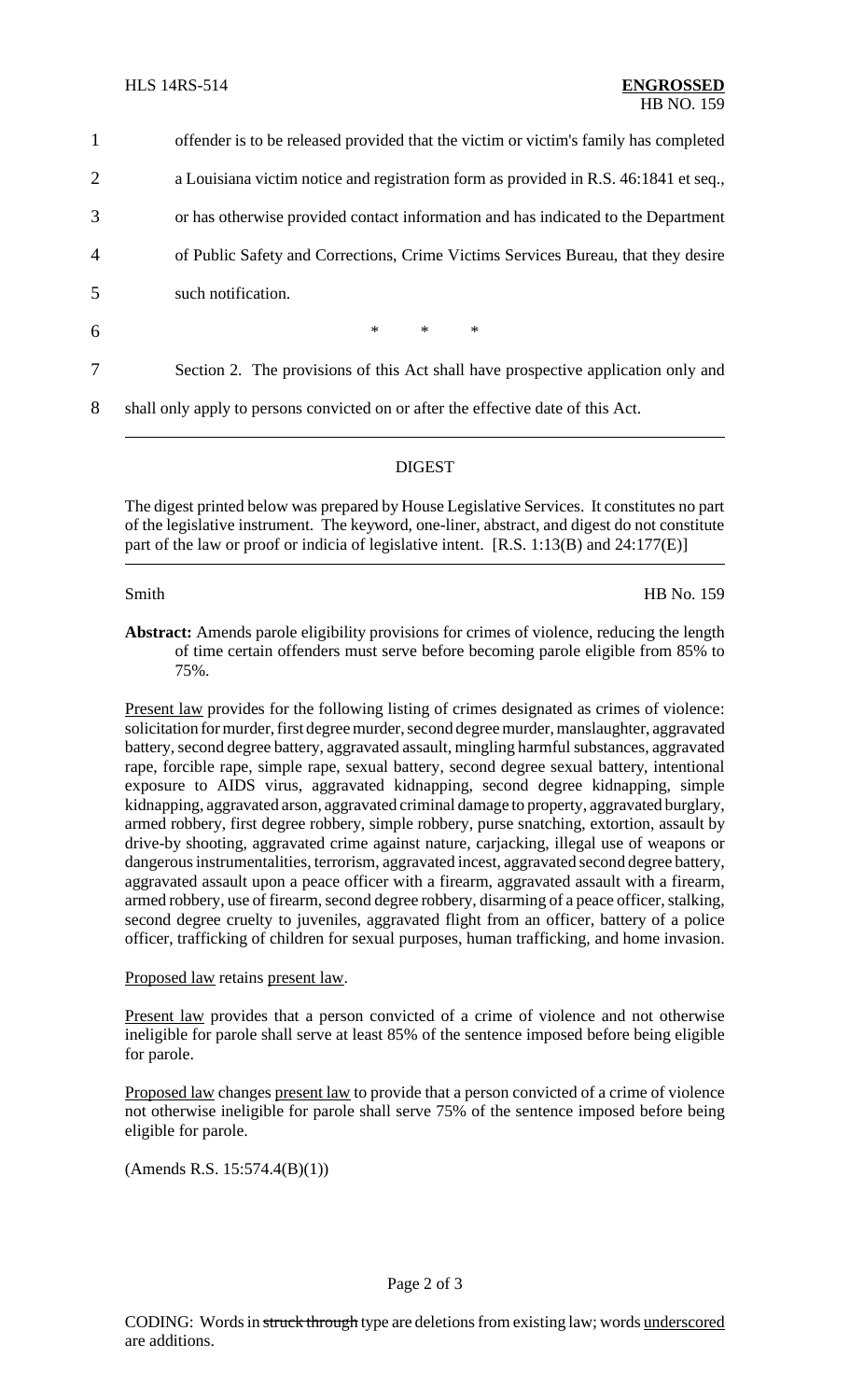1 offender is to be released provided that the victim or victim's family has completed
2 a Louisiana victim notice and registration form as provided in R.S. 46:1841 et seq.,
3 or has otherwise provided contact information and has indicated to the Department
4 of Public Safety and Corrections, Crime Victims Services Bureau, that they desire
5 such notification.

6 * * *

7 Section 2. The provisions of this Act shall have prospective application only and
8 shall only apply to persons convicted on or after the effective date of this Act.

## DIGEST

The digest printed below was prepared by House Legislative Services. It constitutes no part of the legislative instrument. The keyword, one-liner, abstract, and digest do not constitute part of the law or proof or indicia of legislative intent. [R.S. 1:13(B) and 24:177(E)]

Smith HB No. 159

**Abstract:** Amends parole eligibility provisions for crimes of violence, reducing the length of time certain offenders must serve before becoming parole eligible from 85% to 75%.

Present law provides for the following listing of crimes designated as crimes of violence: solicitation for murder, first degree murder, second degree murder, manslaughter, aggravated battery, second degree battery, aggravated assault, mingling harmful substances, aggravated rape, forcible rape, simple rape, sexual battery, second degree sexual battery, intentional exposure to AIDS virus, aggravated kidnapping, second degree kidnapping, simple kidnapping, aggravated arson, aggravated criminal damage to property, aggravated burglary, armed robbery, first degree robbery, simple robbery, purse snatching, extortion, assault by drive-by shooting, aggravated crime against nature, carjacking, illegal use of weapons or dangerous instrumentalities, terrorism, aggravated incest, aggravated second degree battery, aggravated assault upon a peace officer with a firearm, aggravated assault with a firearm, armed robbery, use of firearm, second degree robbery, disarming of a peace officer, stalking, second degree cruelty to juveniles, aggravated flight from an officer, battery of a police officer, trafficking of children for sexual purposes, human trafficking, and home invasion.

Proposed law retains present law.

Present law provides that a person convicted of a crime of violence and not otherwise ineligible for parole shall serve at least 85% of the sentence imposed before being eligible for parole.

Proposed law changes present law to provide that a person convicted of a crime of violence not otherwise ineligible for parole shall serve 75% of the sentence imposed before being eligible for parole.

(Amends R.S. 15:574.4(B)(1))

CODING: Words in ~~struck through~~ type are deletions from existing law; words underscored are additions.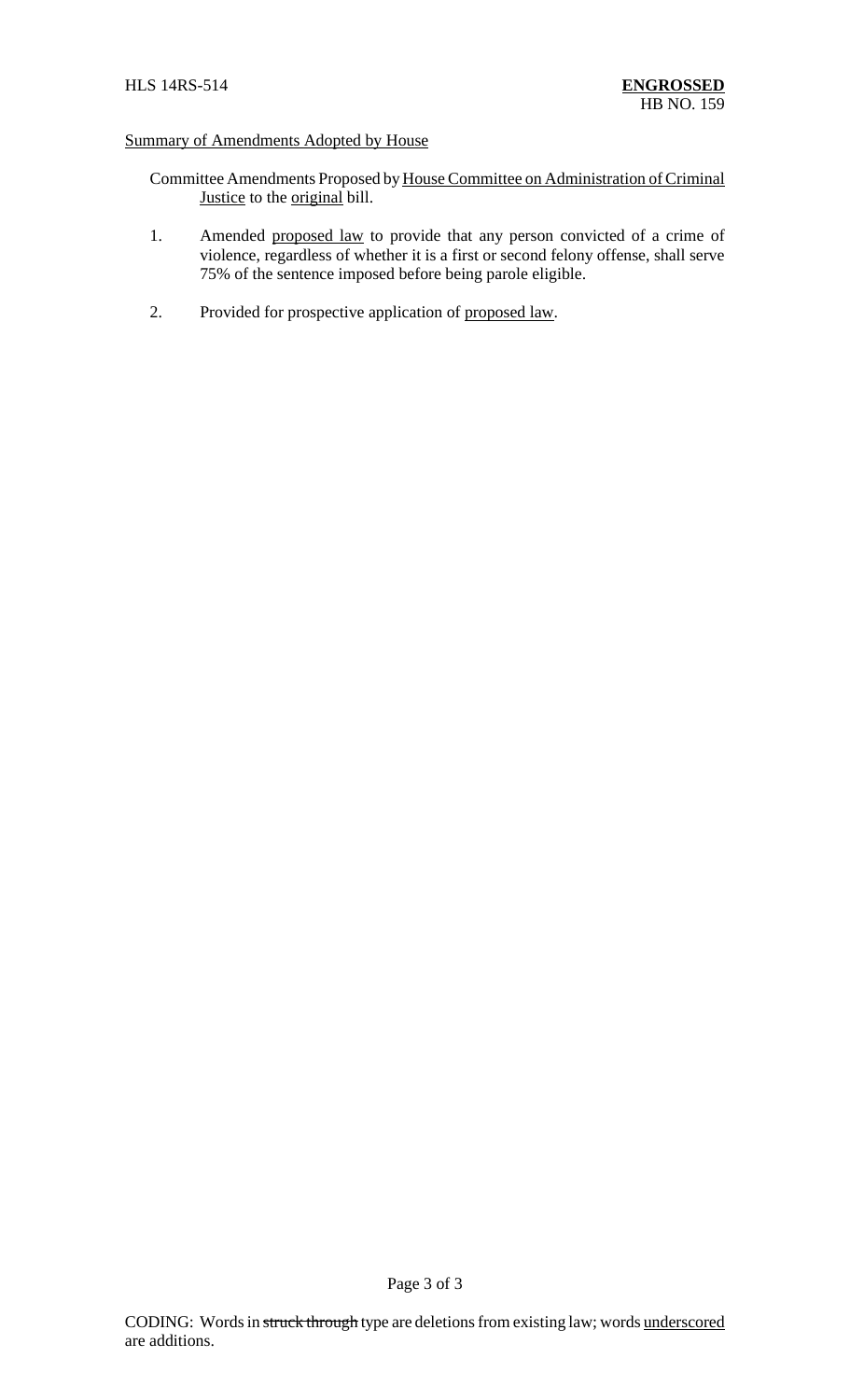Summary of Amendments Adopted by House

Committee Amendments Proposed by House Committee on Administration of Criminal Justice to the original bill.

1. Amended proposed law to provide that any person convicted of a crime of violence, regardless of whether it is a first or second felony offense, shall serve 75% of the sentence imposed before being parole eligible.

2. Provided for prospective application of proposed law.